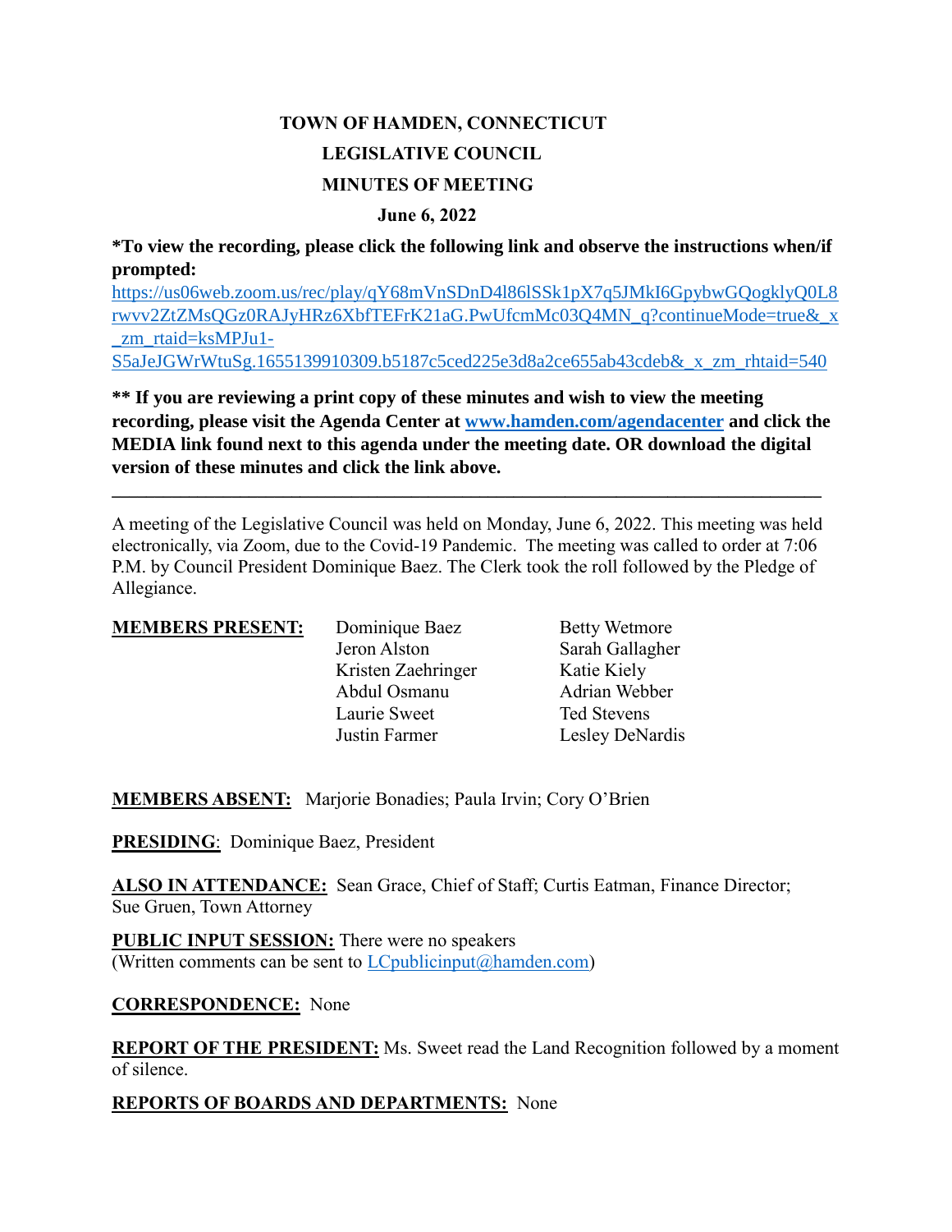# TOWN OF HAMDEN, CONNECTICUT

## LEGISLATIVE COUNCIL

## MINUTES OF MEETING

**June 6, 2022**

**\*To view the recording, please click the following link and observe the instructions when/if prompted:**

https://us06web.zoom.us/rec/play/qY68mVnSDnD4l86lSSk1pX7q5JMkI6GpybwGQogklyQ0L8rwvv2ZtZMsQGz0RAJyHRz6XbfTEFrK21aG.PwUfcmMc03Q4MN_q?continueMode=true&_x_zm_rtaid=ksMPJu1-S5aJeJGWrWtuSg.1655139910309.b5187c5ced225e3d8a2ce655ab43cdeb&_x_zm_rhtaid=540

**\*\* If you are reviewing a print copy of these minutes and wish to view the meeting recording, please visit the Agenda Center at www.hamden.com/agendacenter and click the MEDIA link found next to this agenda under the meeting date. OR download the digital version of these minutes and click the link above.**

---

A meeting of the Legislative Council was held on Monday, June 6, 2022. This meeting was held electronically, via Zoom, due to the Covid-19 Pandemic. The meeting was called to order at 7:06 P.M. by Council President Dominique Baez. The Clerk took the roll followed by the Pledge of Allegiance.

**MEMBERS PRESENT:**

| | |
|---|---|
| Dominique Baez | Betty Wetmore |
| Jeron Alston | Sarah Gallagher |
| Kristen Zaehringer | Katie Kiely |
| Abdul Osmanu | Adrian Webber |
| Laurie Sweet | Ted Stevens |
| Justin Farmer | Lesley DeNardis |

**MEMBERS ABSENT:** Marjorie Bonadies; Paula Irvin; Cory O'Brien

**PRESIDING**: Dominique Baez, President

**ALSO IN ATTENDANCE:** Sean Grace, Chief of Staff; Curtis Eatman, Finance Director; Sue Gruen, Town Attorney

**PUBLIC INPUT SESSION:** There were no speakers
(Written comments can be sent to LCpublicinput@hamden.com)

**CORRESPONDENCE:** None

**REPORT OF THE PRESIDENT:** Ms. Sweet read the Land Recognition followed by a moment of silence.

**REPORTS OF BOARDS AND DEPARTMENTS:** None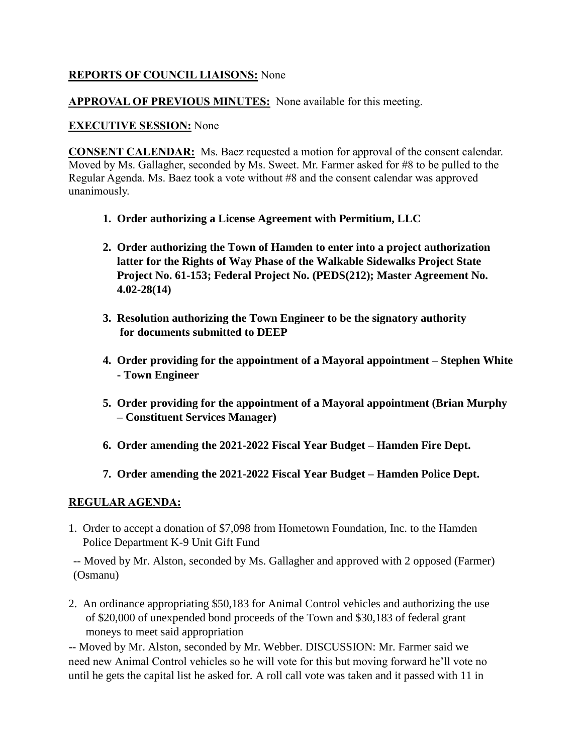**REPORTS OF COUNCIL LIAISONS:** None

**APPROVAL OF PREVIOUS MINUTES:** None available for this meeting.

**EXECUTIVE SESSION:** None

**CONSENT CALENDAR:** Ms. Baez requested a motion for approval of the consent calendar. Moved by Ms. Gallagher, seconded by Ms. Sweet. Mr. Farmer asked for #8 to be pulled to the Regular Agenda. Ms. Baez took a vote without #8 and the consent calendar was approved unanimously.

1. **Order authorizing a License Agreement with Permitium, LLC**
2. **Order authorizing the Town of Hamden to enter into a project authorization latter for the Rights of Way Phase of the Walkable Sidewalks Project State Project No. 61-153; Federal Project No. (PEDS(212); Master Agreement No. 4.02-28(14)**
3. **Resolution authorizing the Town Engineer to be the signatory authority for documents submitted to DEEP**
4. **Order providing for the appointment of a Mayoral appointment – Stephen White - Town Engineer**
5. **Order providing for the appointment of a Mayoral appointment (Brian Murphy – Constituent Services Manager)**
6. **Order amending the 2021-2022 Fiscal Year Budget – Hamden Fire Dept.**
7. **Order amending the 2021-2022 Fiscal Year Budget – Hamden Police Dept.**

**REGULAR AGENDA:**

1. Order to accept a donation of $7,098 from Hometown Foundation, Inc. to the Hamden Police Department K-9 Unit Gift Fund

-- Moved by Mr. Alston, seconded by Ms. Gallagher and approved with 2 opposed (Farmer) (Osmanu)

2. An ordinance appropriating $50,183 for Animal Control vehicles and authorizing the use of $20,000 of unexpended bond proceeds of the Town and $30,183 of federal grant moneys to meet said appropriation

-- Moved by Mr. Alston, seconded by Mr. Webber. DISCUSSION: Mr. Farmer said we need new Animal Control vehicles so he will vote for this but moving forward he'll vote no until he gets the capital list he asked for. A roll call vote was taken and it passed with 11 in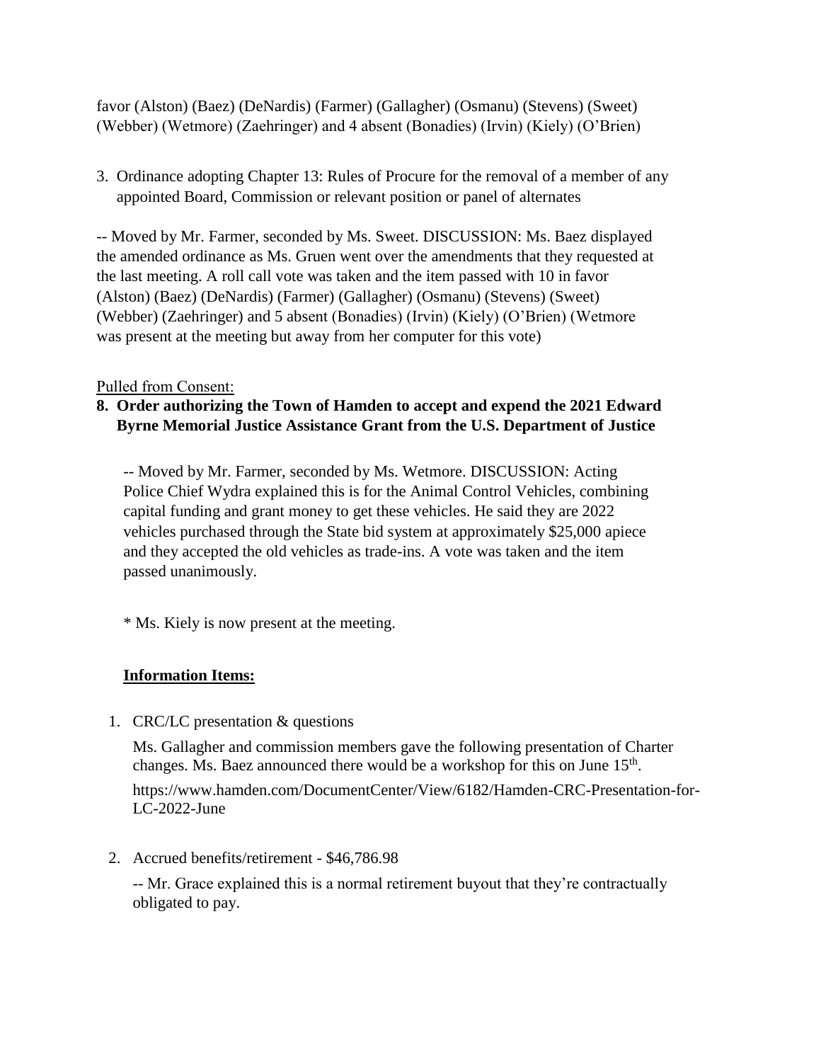favor (Alston) (Baez) (DeNardis) (Farmer) (Gallagher) (Osmanu) (Stevens) (Sweet) (Webber) (Wetmore) (Zaehringer) and 4 absent (Bonadies) (Irvin) (Kiely) (O'Brien)

3. Ordinance adopting Chapter 13: Rules of Procure for the removal of a member of any appointed Board, Commission or relevant position or panel of alternates

-- Moved by Mr. Farmer, seconded by Ms. Sweet. DISCUSSION: Ms. Baez displayed the amended ordinance as Ms. Gruen went over the amendments that they requested at the last meeting. A roll call vote was taken and the item passed with 10 in favor (Alston) (Baez) (DeNardis) (Farmer) (Gallagher) (Osmanu) (Stevens) (Sweet) (Webber) (Zaehringer) and 5 absent (Bonadies) (Irvin) (Kiely) (O'Brien) (Wetmore was present at the meeting but away from her computer for this vote)

Pulled from Consent:

**8. Order authorizing the Town of Hamden to accept and expend the 2021 Edward Byrne Memorial Justice Assistance Grant from the U.S. Department of Justice**

-- Moved by Mr. Farmer, seconded by Ms. Wetmore. DISCUSSION: Acting Police Chief Wydra explained this is for the Animal Control Vehicles, combining capital funding and grant money to get these vehicles. He said they are 2022 vehicles purchased through the State bid system at approximately $25,000 apiece and they accepted the old vehicles as trade-ins. A vote was taken and the item passed unanimously.

* Ms. Kiely is now present at the meeting.

**Information Items:**

1. CRC/LC presentation & questions

   Ms. Gallagher and commission members gave the following presentation of Charter changes. Ms. Baez announced there would be a workshop for this on June 15th.

   https://www.hamden.com/DocumentCenter/View/6182/Hamden-CRC-Presentation-for-LC-2022-June

2. Accrued benefits/retirement - $46,786.98

   -- Mr. Grace explained this is a normal retirement buyout that they're contractually obligated to pay.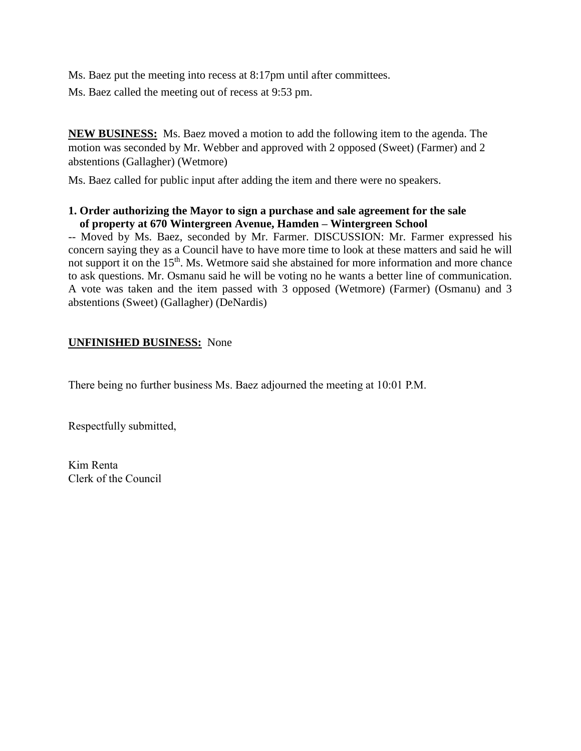Ms. Baez put the meeting into recess at 8:17pm until after committees.

Ms. Baez called the meeting out of recess at 9:53 pm.

**NEW BUSINESS:** Ms. Baez moved a motion to add the following item to the agenda. The motion was seconded by Mr. Webber and approved with 2 opposed (Sweet) (Farmer) and 2 abstentions (Gallagher) (Wetmore)

Ms. Baez called for public input after adding the item and there were no speakers.

**1. Order authorizing the Mayor to sign a purchase and sale agreement for the sale of property at 670 Wintergreen Avenue, Hamden – Wintergreen School**

-- Moved by Ms. Baez, seconded by Mr. Farmer. DISCUSSION: Mr. Farmer expressed his concern saying they as a Council have to have more time to look at these matters and said he will not support it on the 15th. Ms. Wetmore said she abstained for more information and more chance to ask questions. Mr. Osmanu said he will be voting no he wants a better line of communication. A vote was taken and the item passed with 3 opposed (Wetmore) (Farmer) (Osmanu) and 3 abstentions (Sweet) (Gallagher) (DeNardis)

**UNFINISHED BUSINESS:** None

There being no further business Ms. Baez adjourned the meeting at 10:01 P.M.

Respectfully submitted,

Kim Renta
Clerk of the Council